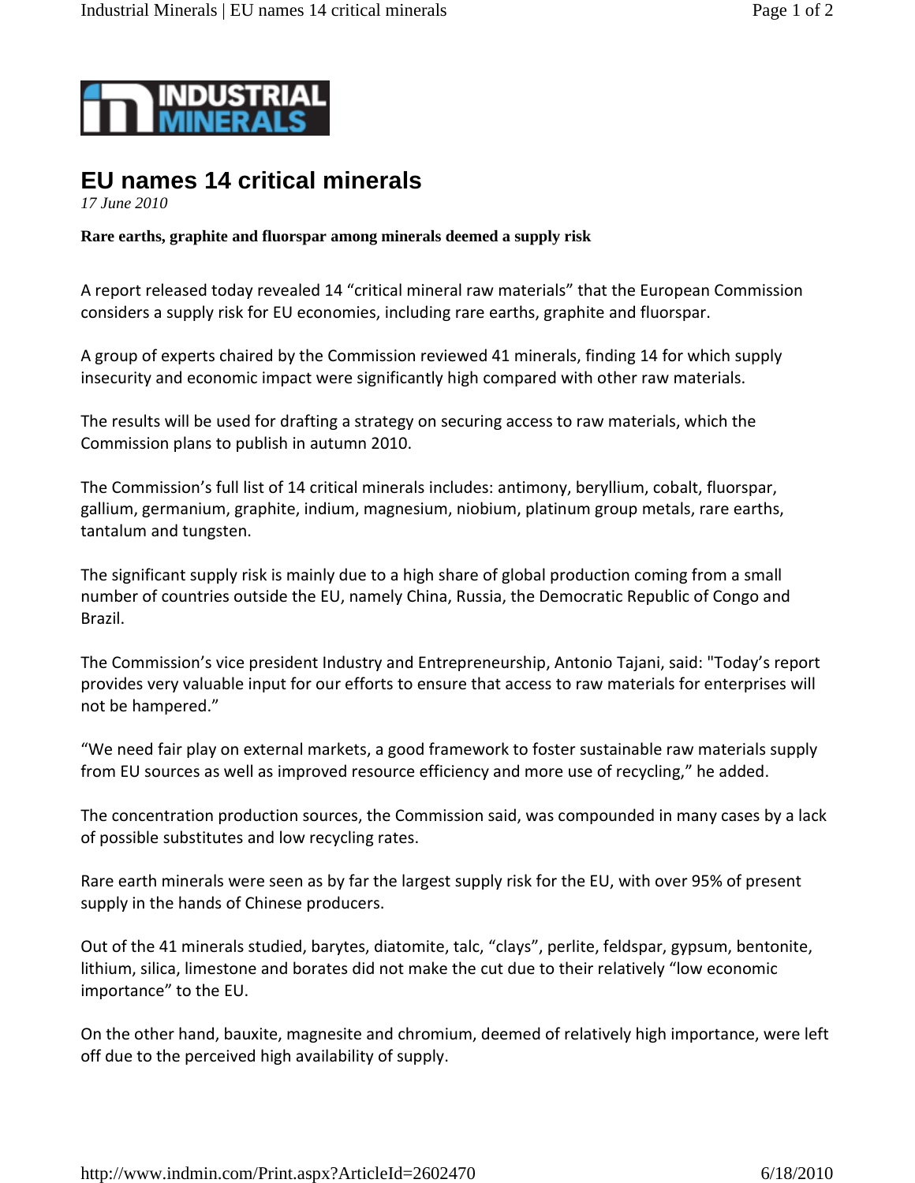# EU names 14 critical minerals

*17 June 2010*

**Rare earths, graphite and fluorspar among minerals deemed a supply risk**

A report released today revealed 14 "critical mineral raw materials" that the European Commission considers a supply risk for EU economies, including rare earths, graphite and fluorspar.

A group of experts chaired by the Commission reviewed 41 minerals, finding 14 for which supply insecurity and economic impact were significantly high compared with other raw materials.

The results will be used for drafting a strategy on securing access to raw materials, which the Commission plans to publish in autumn 2010.

The Commission's full list of 14 critical minerals includes: antimony, beryllium, cobalt, fluorspar, gallium, germanium, graphite, indium, magnesium, niobium, platinum group metals, rare earths, tantalum and tungsten.

The significant supply risk is mainly due to a high share of global production coming from a small number of countries outside the EU, namely China, Russia, the Democratic Republic of Congo and Brazil.

The Commission's vice president Industry and Entrepreneurship, Antonio Tajani, said: "Today's report provides very valuable input for our efforts to ensure that access to raw materials for enterprises will not be hampered."

"We need fair play on external markets, a good framework to foster sustainable raw materials supply from EU sources as well as improved resource efficiency and more use of recycling," he added.

The concentration production sources, the Commission said, was compounded in many cases by a lack of possible substitutes and low recycling rates.

Rare earth minerals were seen as by far the largest supply risk for the EU, with over 95% of present supply in the hands of Chinese producers.

Out of the 41 minerals studied, barytes, diatomite, talc, "clays", perlite, feldspar, gypsum, bentonite, lithium, silica, limestone and borates did not make the cut due to their relatively "low economic importance" to the EU.

On the other hand, bauxite, magnesite and chromium, deemed of relatively high importance, were left off due to the perceived high availability of supply.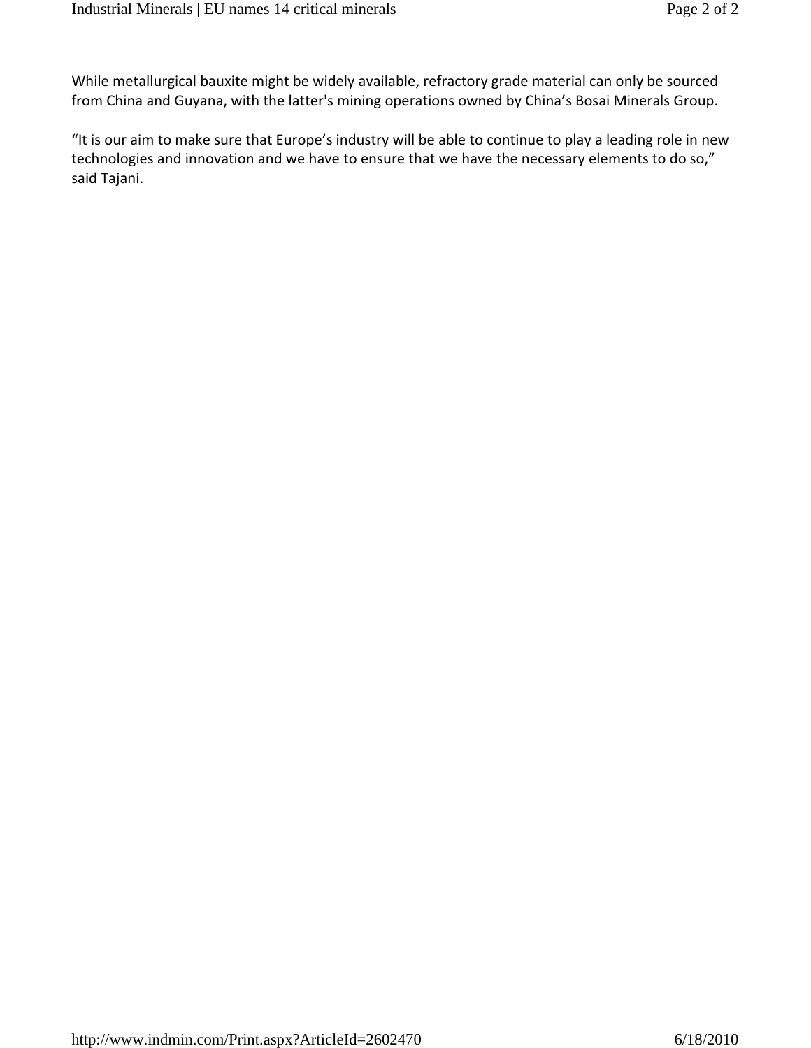While metallurgical bauxite might be widely available, refractory grade material can only be sourced from China and Guyana, with the latter's mining operations owned by China's Bosai Minerals Group.

"It is our aim to make sure that Europe's industry will be able to continue to play a leading role in new technologies and innovation and we have to ensure that we have the necessary elements to do so," said Tajani.